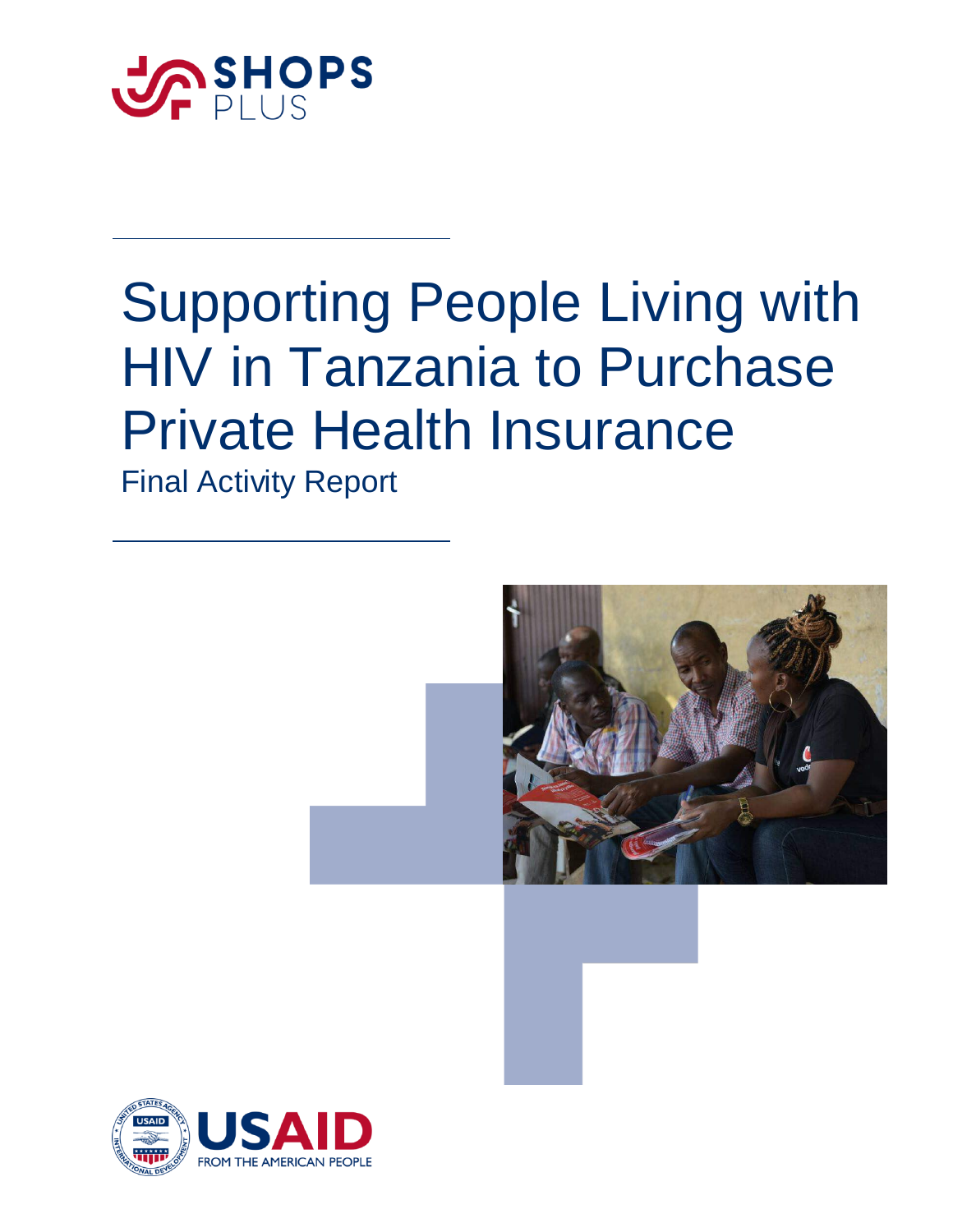SHOPS PLUS

# Supporting People Living with HIV in Tanzania to Purchase Private Health Insurance

Final Activity Report

USAID FROM THE AMERICAN PEOPLE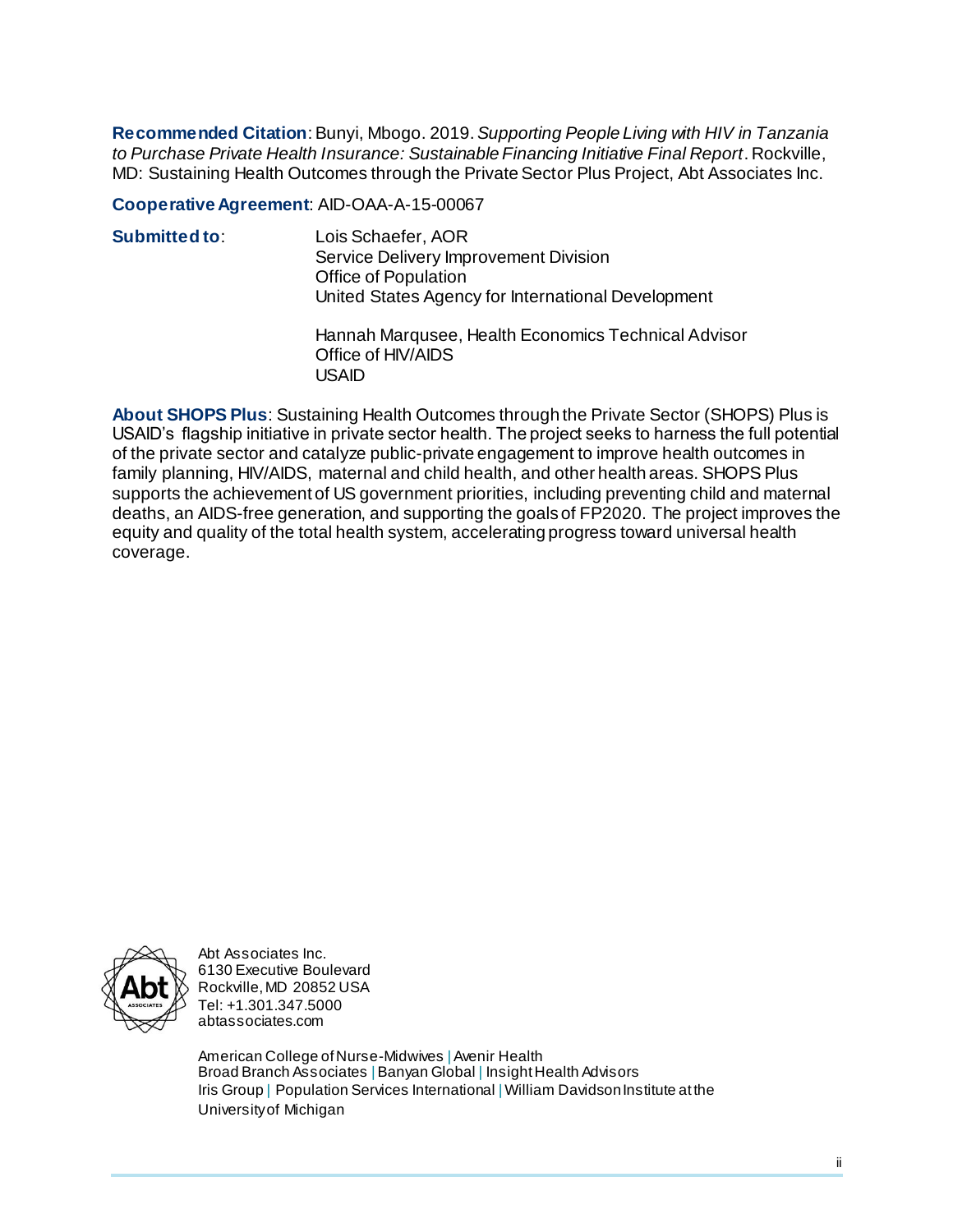**Recommended Citation**: Bunyi, Mbogo. 2019. *Supporting People Living with HIV in Tanzania to Purchase Private Health Insurance: Sustainable Financing Initiative Final Report*. Rockville, MD: Sustaining Health Outcomes through the Private Sector Plus Project, Abt Associates Inc.

**Cooperative Agreement**: AID-OAA-A-15-00067

**Submitted to**:

Lois Schaefer, AOR
Service Delivery Improvement Division
Office of Population
United States Agency for International Development

Hannah Marqusee, Health Economics Technical Advisor
Office of HIV/AIDS
USAID

**About SHOPS Plus**: Sustaining Health Outcomes through the Private Sector (SHOPS) Plus is USAID's flagship initiative in private sector health. The project seeks to harness the full potential of the private sector and catalyze public-private engagement to improve health outcomes in family planning, HIV/AIDS, maternal and child health, and other health areas. SHOPS Plus supports the achievement of US government priorities, including preventing child and maternal deaths, an AIDS-free generation, and supporting the goals of FP2020. The project improves the equity and quality of the total health system, accelerating progress toward universal health coverage.

Abt Associates Inc.
6130 Executive Boulevard
Rockville, MD 20852 USA
Tel: +1.301.347.5000
abtassociates.com

American College of Nurse-Midwives | Avenir Health
Broad Branch Associates | Banyan Global | Insight Health Advisors
Iris Group | Population Services International | William Davidson Institute at the University of Michigan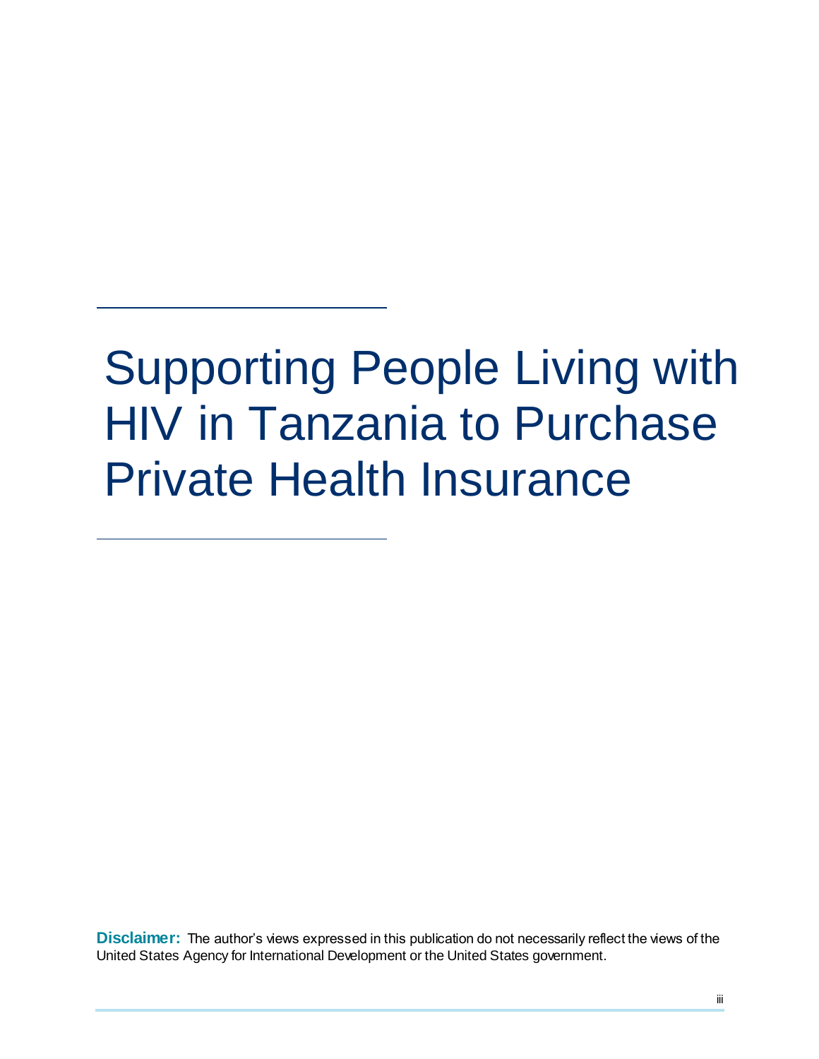# Supporting People Living with HIV in Tanzania to Purchase Private Health Insurance

**Disclaimer:** The author's views expressed in this publication do not necessarily reflect the views of the United States Agency for International Development or the United States government.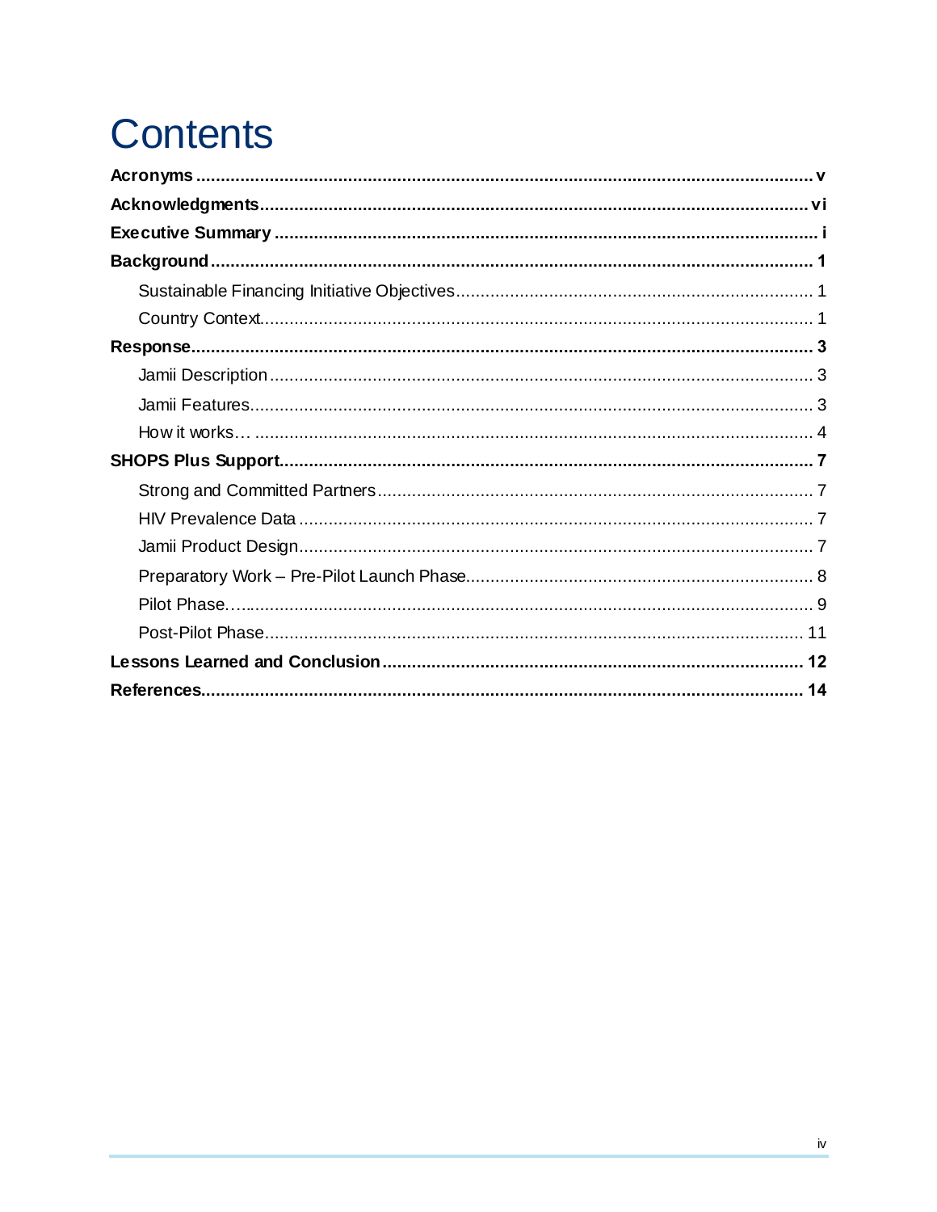# Contents

**Acronyms** ........................................................................................................................ **v**

**Acknowledgments** ........................................................................................................ **vi**

**Executive Summary** ........................................................................................................ **i**

**Background** ................................................................................................................... **1**

- Sustainable Financing Initiative Objectives ........................................................................ 1
- Country Context ................................................................................................................ 1

**Response** ....................................................................................................................... **3**

- Jamii Description .............................................................................................................. 3
- Jamii Features .................................................................................................................. 3
- How it works… ................................................................................................................. 4

**SHOPS Plus Support** ....................................................................................................... **7**

- Strong and Committed Partners ......................................................................................... 7
- HIV Prevalence Data ......................................................................................................... 7
- Jamii Product Design ......................................................................................................... 7
- Preparatory Work – Pre-Pilot Launch Phase ....................................................................... 8
- Pilot Phase… ................................................................................................................... 9
- Post-Pilot Phase .............................................................................................................. 11

**Lessons Learned and Conclusion** .................................................................................. **12**

**References** ................................................................................................................... **14**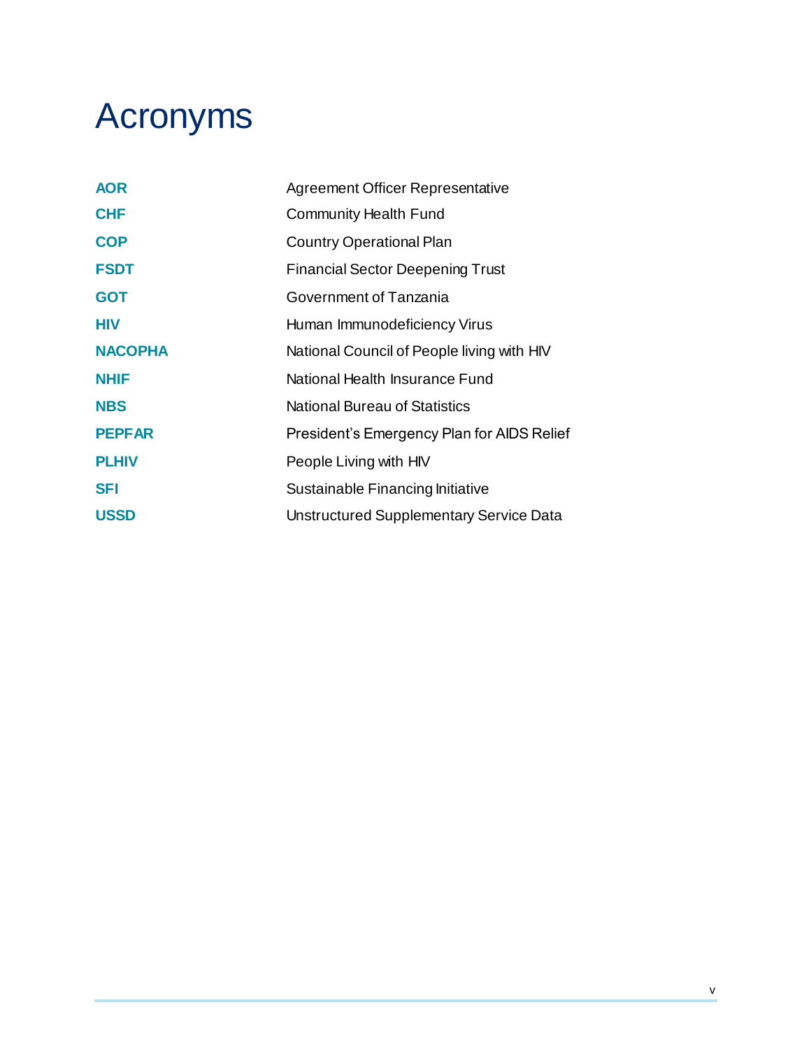# Acronyms

| | |
|---|---|
| **AOR** | Agreement Officer Representative |
| **CHF** | Community Health Fund |
| **COP** | Country Operational Plan |
| **FSDT** | Financial Sector Deepening Trust |
| **GOT** | Government of Tanzania |
| **HIV** | Human Immunodeficiency Virus |
| **NACOPHA** | National Council of People living with HIV |
| **NHIF** | National Health Insurance Fund |
| **NBS** | National Bureau of Statistics |
| **PEPFAR** | President's Emergency Plan for AIDS Relief |
| **PLHIV** | People Living with HIV |
| **SFI** | Sustainable Financing Initiative |
| **USSD** | Unstructured Supplementary Service Data |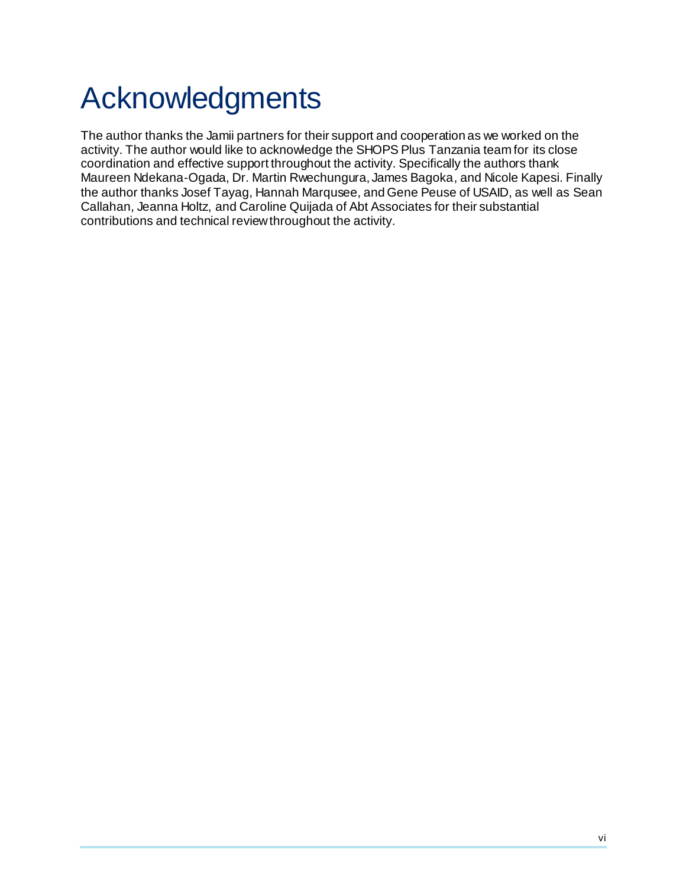# Acknowledgments

The author thanks the Jamii partners for their support and cooperation as we worked on the activity. The author would like to acknowledge the SHOPS Plus Tanzania team for its close coordination and effective support throughout the activity. Specifically the authors thank Maureen Ndekana-Ogada, Dr. Martin Rwechungura, James Bagoka, and Nicole Kapesi. Finally the author thanks Josef Tayag, Hannah Marqusee, and Gene Peuse of USAID, as well as Sean Callahan, Jeanna Holtz, and Caroline Quijada of Abt Associates for their substantial contributions and technical review throughout the activity.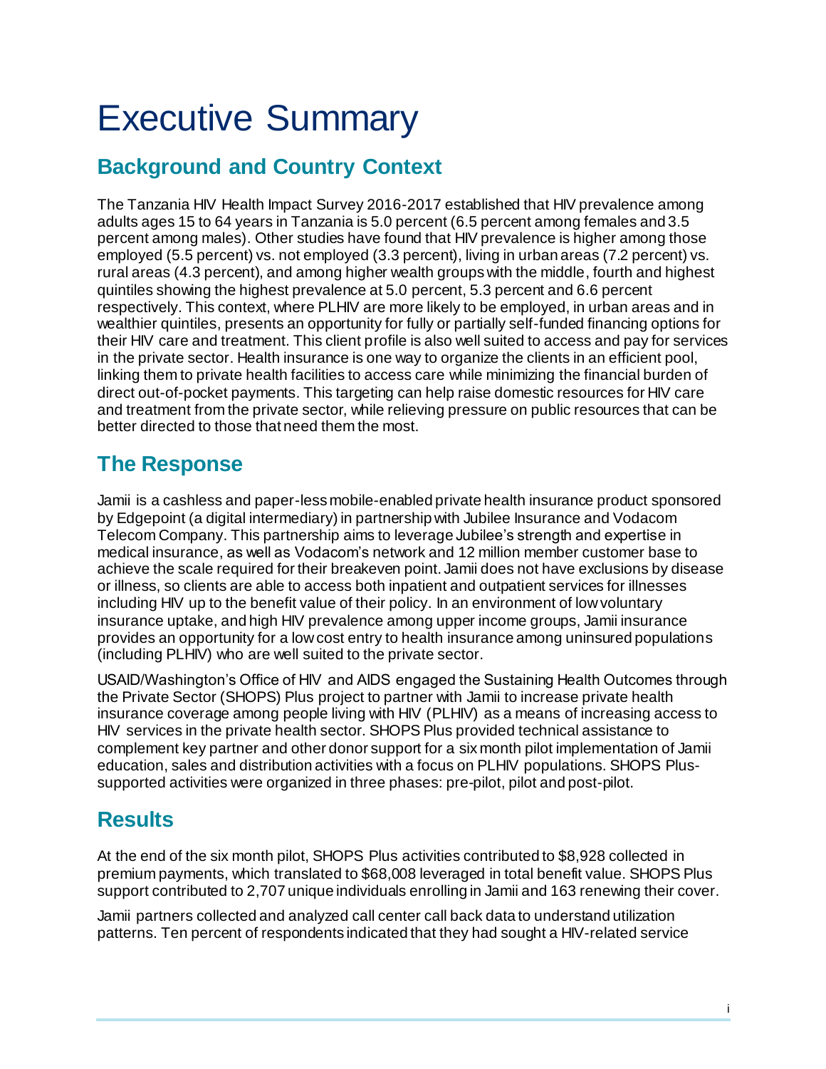# Executive Summary

## Background and Country Context

The Tanzania HIV Health Impact Survey 2016-2017 established that HIV prevalence among adults ages 15 to 64 years in Tanzania is 5.0 percent (6.5 percent among females and 3.5 percent among males). Other studies have found that HIV prevalence is higher among those employed (5.5 percent) vs. not employed (3.3 percent), living in urban areas (7.2 percent) vs. rural areas (4.3 percent), and among higher wealth groups with the middle, fourth and highest quintiles showing the highest prevalence at 5.0 percent, 5.3 percent and 6.6 percent respectively. This context, where PLHIV are more likely to be employed, in urban areas and in wealthier quintiles, presents an opportunity for fully or partially self-funded financing options for their HIV care and treatment. This client profile is also well suited to access and pay for services in the private sector. Health insurance is one way to organize the clients in an efficient pool, linking them to private health facilities to access care while minimizing the financial burden of direct out-of-pocket payments. This targeting can help raise domestic resources for HIV care and treatment from the private sector, while relieving pressure on public resources that can be better directed to those that need them the most.

## The Response

Jamii is a cashless and paper-less mobile-enabled private health insurance product sponsored by Edgepoint (a digital intermediary) in partnership with Jubilee Insurance and Vodacom Telecom Company. This partnership aims to leverage Jubilee's strength and expertise in medical insurance, as well as Vodacom's network and 12 million member customer base to achieve the scale required for their breakeven point. Jamii does not have exclusions by disease or illness, so clients are able to access both inpatient and outpatient services for illnesses including HIV up to the benefit value of their policy. In an environment of low voluntary insurance uptake, and high HIV prevalence among upper income groups, Jamii insurance provides an opportunity for a low cost entry to health insurance among uninsured populations (including PLHIV) who are well suited to the private sector.

USAID/Washington's Office of HIV and AIDS engaged the Sustaining Health Outcomes through the Private Sector (SHOPS) Plus project to partner with Jamii to increase private health insurance coverage among people living with HIV (PLHIV) as a means of increasing access to HIV services in the private health sector. SHOPS Plus provided technical assistance to complement key partner and other donor support for a six month pilot implementation of Jamii education, sales and distribution activities with a focus on PLHIV populations. SHOPS Plus-supported activities were organized in three phases: pre-pilot, pilot and post-pilot.

## Results

At the end of the six month pilot, SHOPS Plus activities contributed to $8,928 collected in premium payments, which translated to $68,008 leveraged in total benefit value. SHOPS Plus support contributed to 2,707 unique individuals enrolling in Jamii and 163 renewing their cover.

Jamii partners collected and analyzed call center call back data to understand utilization patterns. Ten percent of respondents indicated that they had sought a HIV-related service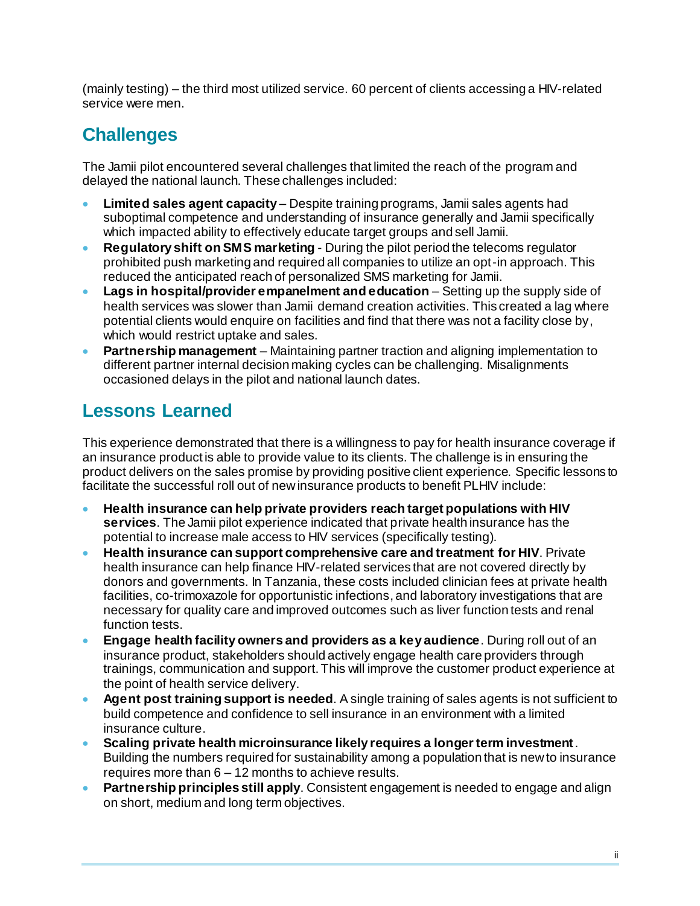(mainly testing) – the third most utilized service. 60 percent of clients accessing a HIV-related service were men.

## Challenges

The Jamii pilot encountered several challenges that limited the reach of the program and delayed the national launch. These challenges included:

- **Limited sales agent capacity** – Despite training programs, Jamii sales agents had suboptimal competence and understanding of insurance generally and Jamii specifically which impacted ability to effectively educate target groups and sell Jamii.
- **Regulatory shift on SMS marketing** - During the pilot period the telecoms regulator prohibited push marketing and required all companies to utilize an opt-in approach. This reduced the anticipated reach of personalized SMS marketing for Jamii.
- **Lags in hospital/provider empanelment and education** – Setting up the supply side of health services was slower than Jamii demand creation activities. This created a lag where potential clients would enquire on facilities and find that there was not a facility close by, which would restrict uptake and sales.
- **Partnership management** – Maintaining partner traction and aligning implementation to different partner internal decision making cycles can be challenging. Misalignments occasioned delays in the pilot and national launch dates.

## Lessons Learned

This experience demonstrated that there is a willingness to pay for health insurance coverage if an insurance product is able to provide value to its clients. The challenge is in ensuring the product delivers on the sales promise by providing positive client experience. Specific lessons to facilitate the successful roll out of new insurance products to benefit PLHIV include:

- **Health insurance can help private providers reach target populations with HIV services**. The Jamii pilot experience indicated that private health insurance has the potential to increase male access to HIV services (specifically testing).
- **Health insurance can support comprehensive care and treatment for HIV**. Private health insurance can help finance HIV-related services that are not covered directly by donors and governments. In Tanzania, these costs included clinician fees at private health facilities, co-trimoxazole for opportunistic infections, and laboratory investigations that are necessary for quality care and improved outcomes such as liver function tests and renal function tests.
- **Engage health facility owners and providers as a key audience**. During roll out of an insurance product, stakeholders should actively engage health care providers through trainings, communication and support. This will improve the customer product experience at the point of health service delivery.
- **Agent post training support is needed**. A single training of sales agents is not sufficient to build competence and confidence to sell insurance in an environment with a limited insurance culture.
- **Scaling private health microinsurance likely requires a longer term investment**. Building the numbers required for sustainability among a population that is new to insurance requires more than 6 – 12 months to achieve results.
- **Partnership principles still apply**. Consistent engagement is needed to engage and align on short, medium and long term objectives.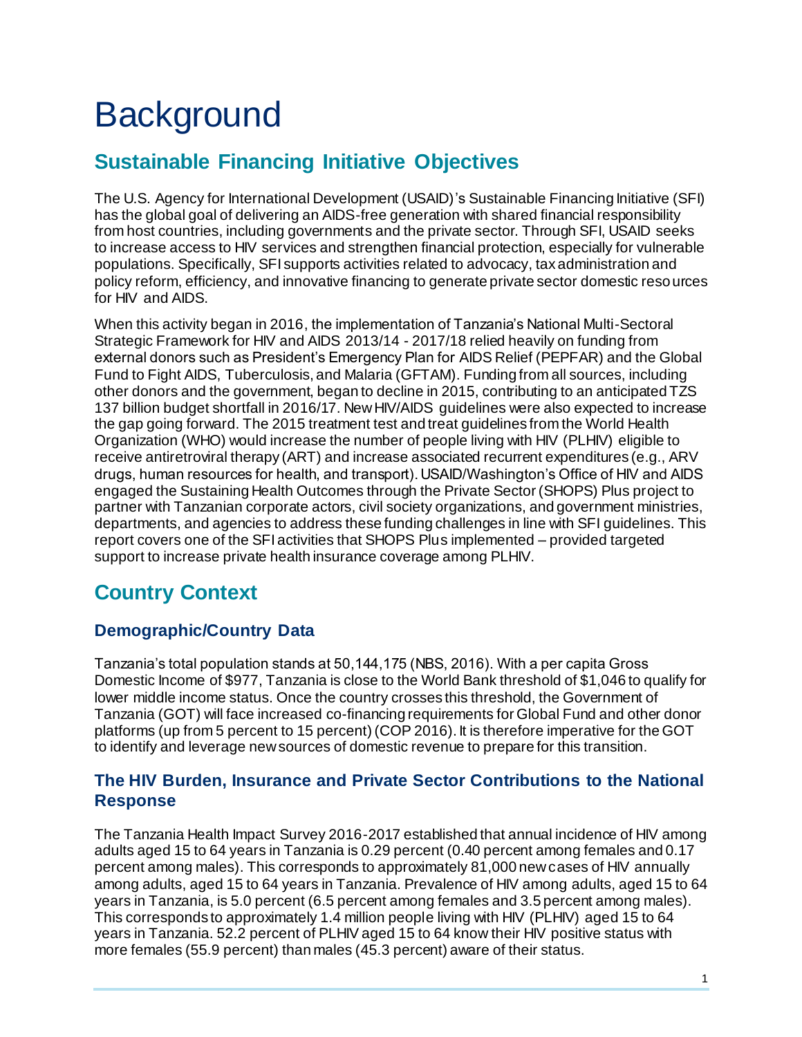# Background

## Sustainable Financing Initiative Objectives

The U.S. Agency for International Development (USAID)'s Sustainable Financing Initiative (SFI) has the global goal of delivering an AIDS-free generation with shared financial responsibility from host countries, including governments and the private sector. Through SFI, USAID seeks to increase access to HIV services and strengthen financial protection, especially for vulnerable populations. Specifically, SFI supports activities related to advocacy, tax administration and policy reform, efficiency, and innovative financing to generate private sector domestic resources for HIV and AIDS.

When this activity began in 2016, the implementation of Tanzania's National Multi-Sectoral Strategic Framework for HIV and AIDS 2013/14 - 2017/18 relied heavily on funding from external donors such as President's Emergency Plan for AIDS Relief (PEPFAR) and the Global Fund to Fight AIDS, Tuberculosis, and Malaria (GFTAM). Funding from all sources, including other donors and the government, began to decline in 2015, contributing to an anticipated TZS 137 billion budget shortfall in 2016/17. New HIV/AIDS guidelines were also expected to increase the gap going forward. The 2015 treatment test and treat guidelines from the World Health Organization (WHO) would increase the number of people living with HIV (PLHIV) eligible to receive antiretroviral therapy (ART) and increase associated recurrent expenditures (e.g., ARV drugs, human resources for health, and transport). USAID/Washington's Office of HIV and AIDS engaged the Sustaining Health Outcomes through the Private Sector (SHOPS) Plus project to partner with Tanzanian corporate actors, civil society organizations, and government ministries, departments, and agencies to address these funding challenges in line with SFI guidelines. This report covers one of the SFI activities that SHOPS Plus implemented – provided targeted support to increase private health insurance coverage among PLHIV.

## Country Context

### Demographic/Country Data

Tanzania's total population stands at 50,144,175 (NBS, 2016). With a per capita Gross Domestic Income of $977, Tanzania is close to the World Bank threshold of $1,046 to qualify for lower middle income status. Once the country crosses this threshold, the Government of Tanzania (GOT) will face increased co-financing requirements for Global Fund and other donor platforms (up from 5 percent to 15 percent) (COP 2016). It is therefore imperative for the GOT to identify and leverage new sources of domestic revenue to prepare for this transition.

### The HIV Burden, Insurance and Private Sector Contributions to the National Response

The Tanzania Health Impact Survey 2016-2017 established that annual incidence of HIV among adults aged 15 to 64 years in Tanzania is 0.29 percent (0.40 percent among females and 0.17 percent among males). This corresponds to approximately 81,000 new cases of HIV annually among adults, aged 15 to 64 years in Tanzania. Prevalence of HIV among adults, aged 15 to 64 years in Tanzania, is 5.0 percent (6.5 percent among females and 3.5 percent among males). This corresponds to approximately 1.4 million people living with HIV (PLHIV) aged 15 to 64 years in Tanzania. 52.2 percent of PLHIV aged 15 to 64 know their HIV positive status with more females (55.9 percent) than males (45.3 percent) aware of their status.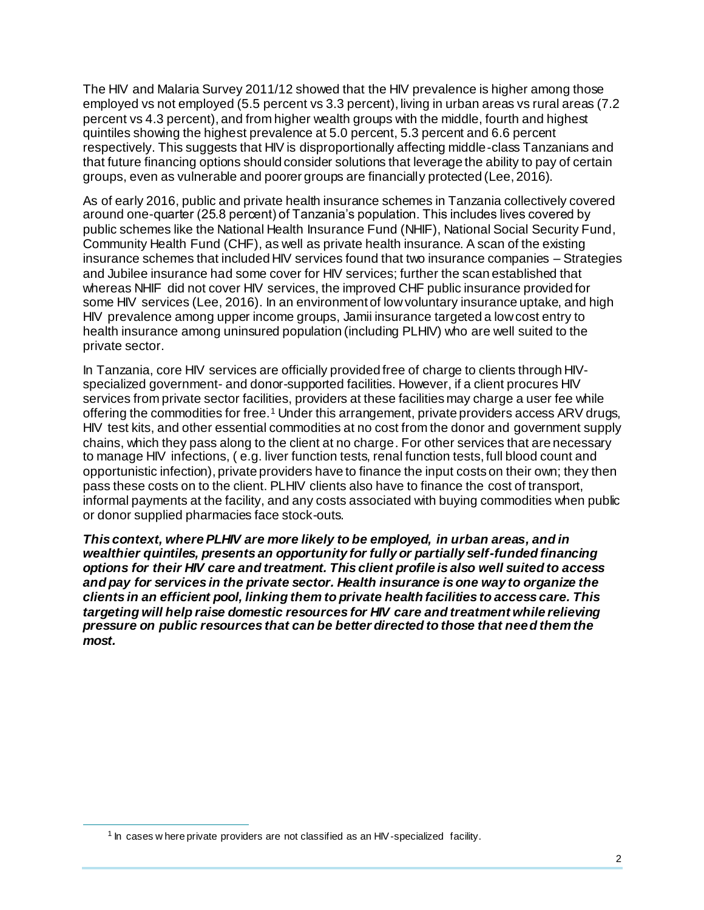The HIV and Malaria Survey 2011/12 showed that the HIV prevalence is higher among those employed vs not employed (5.5 percent vs 3.3 percent), living in urban areas vs rural areas (7.2 percent vs 4.3 percent), and from higher wealth groups with the middle, fourth and highest quintiles showing the highest prevalence at 5.0 percent, 5.3 percent and 6.6 percent respectively. This suggests that HIV is disproportionally affecting middle-class Tanzanians and that future financing options should consider solutions that leverage the ability to pay of certain groups, even as vulnerable and poorer groups are financially protected (Lee, 2016).

As of early 2016, public and private health insurance schemes in Tanzania collectively covered around one-quarter (25.8 percent) of Tanzania's population. This includes lives covered by public schemes like the National Health Insurance Fund (NHIF), National Social Security Fund, Community Health Fund (CHF), as well as private health insurance. A scan of the existing insurance schemes that included HIV services found that two insurance companies – Strategies and Jubilee insurance had some cover for HIV services; further the scan established that whereas NHIF did not cover HIV services, the improved CHF public insurance provided for some HIV services (Lee, 2016). In an environment of low voluntary insurance uptake, and high HIV prevalence among upper income groups, Jamii insurance targeted a low cost entry to health insurance among uninsured population (including PLHIV) who are well suited to the private sector.

In Tanzania, core HIV services are officially provided free of charge to clients through HIV-specialized government- and donor-supported facilities. However, if a client procures HIV services from private sector facilities, providers at these facilities may charge a user fee while offering the commodities for free.[1] Under this arrangement, private providers access ARV drugs, HIV test kits, and other essential commodities at no cost from the donor and government supply chains, which they pass along to the client at no charge. For other services that are necessary to manage HIV infections, ( e.g. liver function tests, renal function tests, full blood count and opportunistic infection), private providers have to finance the input costs on their own; they then pass these costs on to the client. PLHIV clients also have to finance the cost of transport, informal payments at the facility, and any costs associated with buying commodities when public or donor supplied pharmacies face stock-outs.

***This context, where PLHIV are more likely to be employed, in urban areas, and in wealthier quintiles, presents an opportunity for fully or partially self-funded financing options for their HIV care and treatment. This client profile is also well suited to access and pay for services in the private sector. Health insurance is one way to organize the clients in an efficient pool, linking them to private health facilities to access care. This targeting will help raise domestic resources for HIV care and treatment while relieving pressure on public resources that can be better directed to those that need them the most.***

---

[1] In cases where private providers are not classified as an HIV-specialized facility.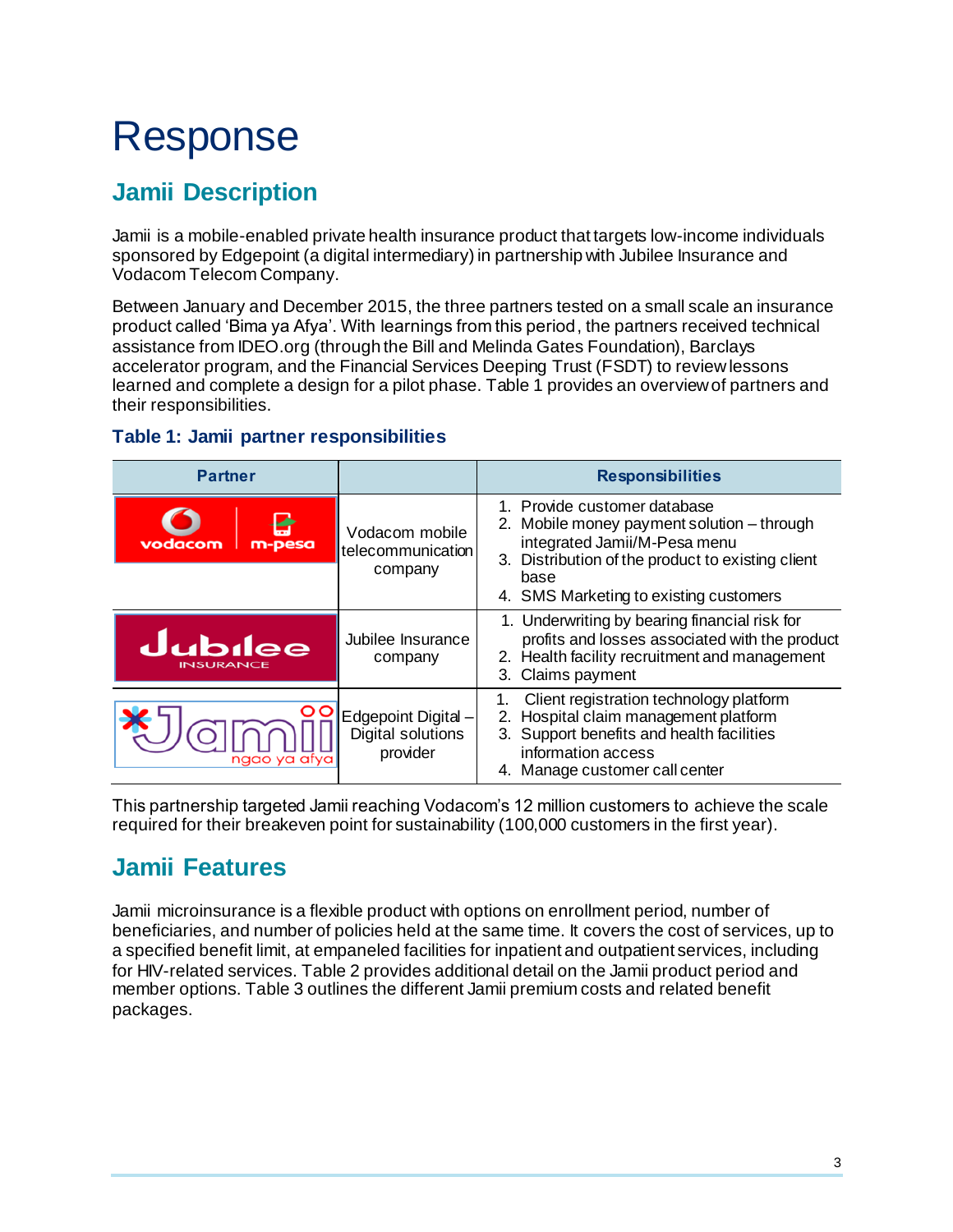# Response

## Jamii Description

Jamii is a mobile-enabled private health insurance product that targets low-income individuals sponsored by Edgepoint (a digital intermediary) in partnership with Jubilee Insurance and Vodacom Telecom Company.

Between January and December 2015, the three partners tested on a small scale an insurance product called 'Bima ya Afya'. With learnings from this period, the partners received technical assistance from IDEO.org (through the Bill and Melinda Gates Foundation), Barclays accelerator program, and the Financial Services Deeping Trust (FSDT) to review lessons learned and complete a design for a pilot phase. Table 1 provides an overview of partners and their responsibilities.

### Table 1: Jamii partner responsibilities

| Partner | | Responsibilities |
|---|---|---|
| vodacom m-pesa | Vodacom mobile telecommunication company | 1. Provide customer database<br>2. Mobile money payment solution – through integrated Jamii/M-Pesa menu<br>3. Distribution of the product to existing client base<br>4. SMS Marketing to existing customers |
| Jubilee Insurance | Jubilee Insurance company | 1. Underwriting by bearing financial risk for profits and losses associated with the product<br>2. Health facility recruitment and management<br>3. Claims payment |
| Jamii ngao ya afya | Edgepoint Digital – Digital solutions provider | 1. Client registration technology platform<br>2. Hospital claim management platform<br>3. Support benefits and health facilities information access<br>4. Manage customer call center |

This partnership targeted Jamii reaching Vodacom's 12 million customers to achieve the scale required for their breakeven point for sustainability (100,000 customers in the first year).

## Jamii Features

Jamii microinsurance is a flexible product with options on enrollment period, number of beneficiaries, and number of policies held at the same time. It covers the cost of services, up to a specified benefit limit, at empaneled facilities for inpatient and outpatient services, including for HIV-related services. Table 2 provides additional detail on the Jamii product period and member options. Table 3 outlines the different Jamii premium costs and related benefit packages.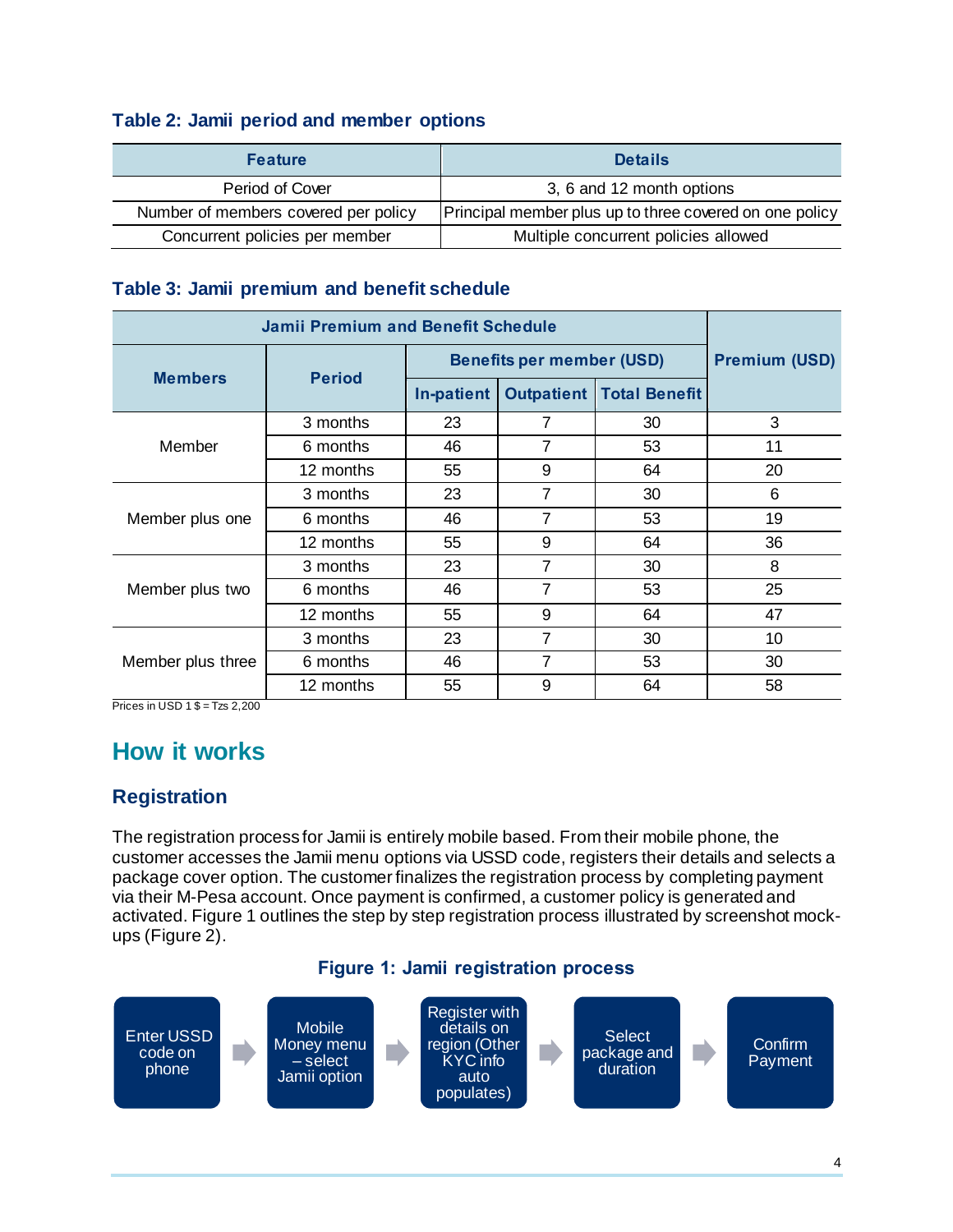**Table 2: Jamii period and member options**

| Feature | Details |
|---|---|
| Period of Cover | 3, 6 and 12 month options |
| Number of members covered per policy | Principal member plus up to three covered on one policy |
| Concurrent policies per member | Multiple concurrent policies allowed |

**Table 3: Jamii premium and benefit schedule**

| Jamii Premium and Benefit Schedule | | | | | Premium (USD) |
|---|---|---|---|---|---|
| Members | Period | Benefits per member (USD) | | | |
| | | In-patient | Outpatient | Total Benefit | |
| Member | 3 months | 23 | 7 | 30 | 3 |
| | 6 months | 46 | 7 | 53 | 11 |
| | 12 months | 55 | 9 | 64 | 20 |
| Member plus one | 3 months | 23 | 7 | 30 | 6 |
| | 6 months | 46 | 7 | 53 | 19 |
| | 12 months | 55 | 9 | 64 | 36 |
| Member plus two | 3 months | 23 | 7 | 30 | 8 |
| | 6 months | 46 | 7 | 53 | 25 |
| | 12 months | 55 | 9 | 64 | 47 |
| Member plus three | 3 months | 23 | 7 | 30 | 10 |
| | 6 months | 46 | 7 | 53 | 30 |
| | 12 months | 55 | 9 | 64 | 58 |

Prices in USD 1 $ = Tzs 2,200

## How it works

### Registration

The registration process for Jamii is entirely mobile based. From their mobile phone, the customer accesses the Jamii menu options via USSD code, registers their details and selects a package cover option. The customer finalizes the registration process by completing payment via their M-Pesa account. Once payment is confirmed, a customer policy is generated and activated. Figure 1 outlines the step by step registration process illustrated by screenshot mock-ups (Figure 2).

**Figure 1: Jamii registration process**

Enter USSD code on phone → Mobile Money menu – select Jamii option → Register with details on region (Other KYC info auto populates) → Select package and duration → Confirm Payment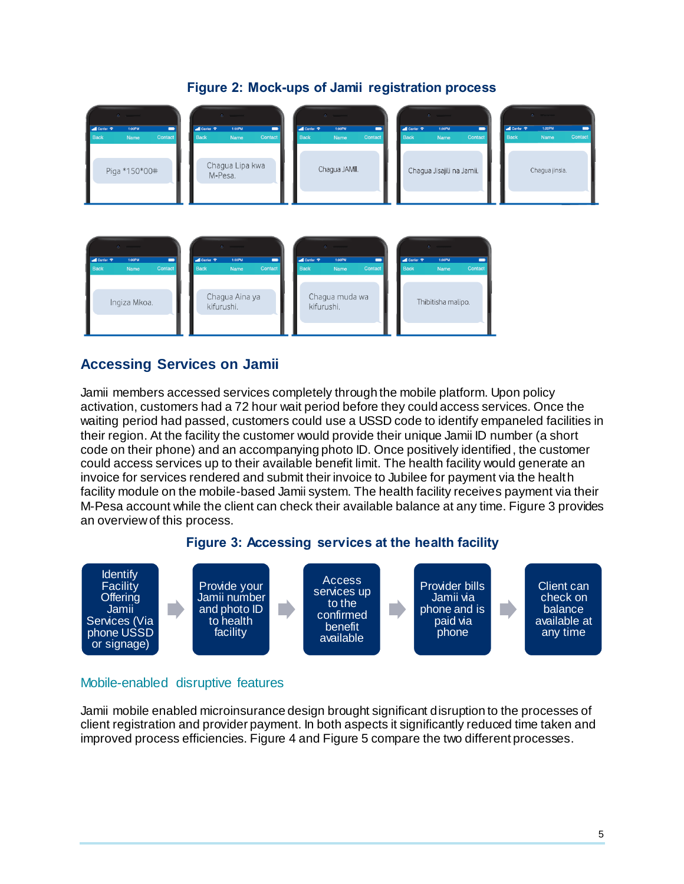**Figure 2: Mock-ups of Jamii registration process**

Piga *150*00#

Chagua Lipa kwa M-Pesa.

Chagua JAMII.

Chagua Jisajili na Jamii.

Chagua jinsia.

Ingiza Mkoa.

Chagua Aina ya kifurushi.

Chagua muda wa kifurushi.

Thibitisha malipo.

## Accessing Services on Jamii

Jamii members accessed services completely through the mobile platform. Upon policy activation, customers had a 72 hour wait period before they could access services. Once the waiting period had passed, customers could use a USSD code to identify empaneled facilities in their region. At the facility the customer would provide their unique Jamii ID number (a short code on their phone) and an accompanying photo ID. Once positively identified, the customer could access services up to their available benefit limit. The health facility would generate an invoice for services rendered and submit their invoice to Jubilee for payment via the health facility module on the mobile-based Jamii system. The health facility receives payment via their M-Pesa account while the client can check their available balance at any time. Figure 3 provides an overview of this process.

**Figure 3: Accessing services at the health facility**

Identify Facility Offering Jamii Services (Via phone USSD or signage) → Provide your Jamii number and photo ID to health facility → Access services up to the confirmed benefit available → Provider bills Jamii via phone and is paid via phone → Client can check on balance available at any time

### Mobile-enabled disruptive features

Jamii mobile enabled microinsurance design brought significant disruption to the processes of client registration and provider payment. In both aspects it significantly reduced time taken and improved process efficiencies. Figure 4 and Figure 5 compare the two different processes.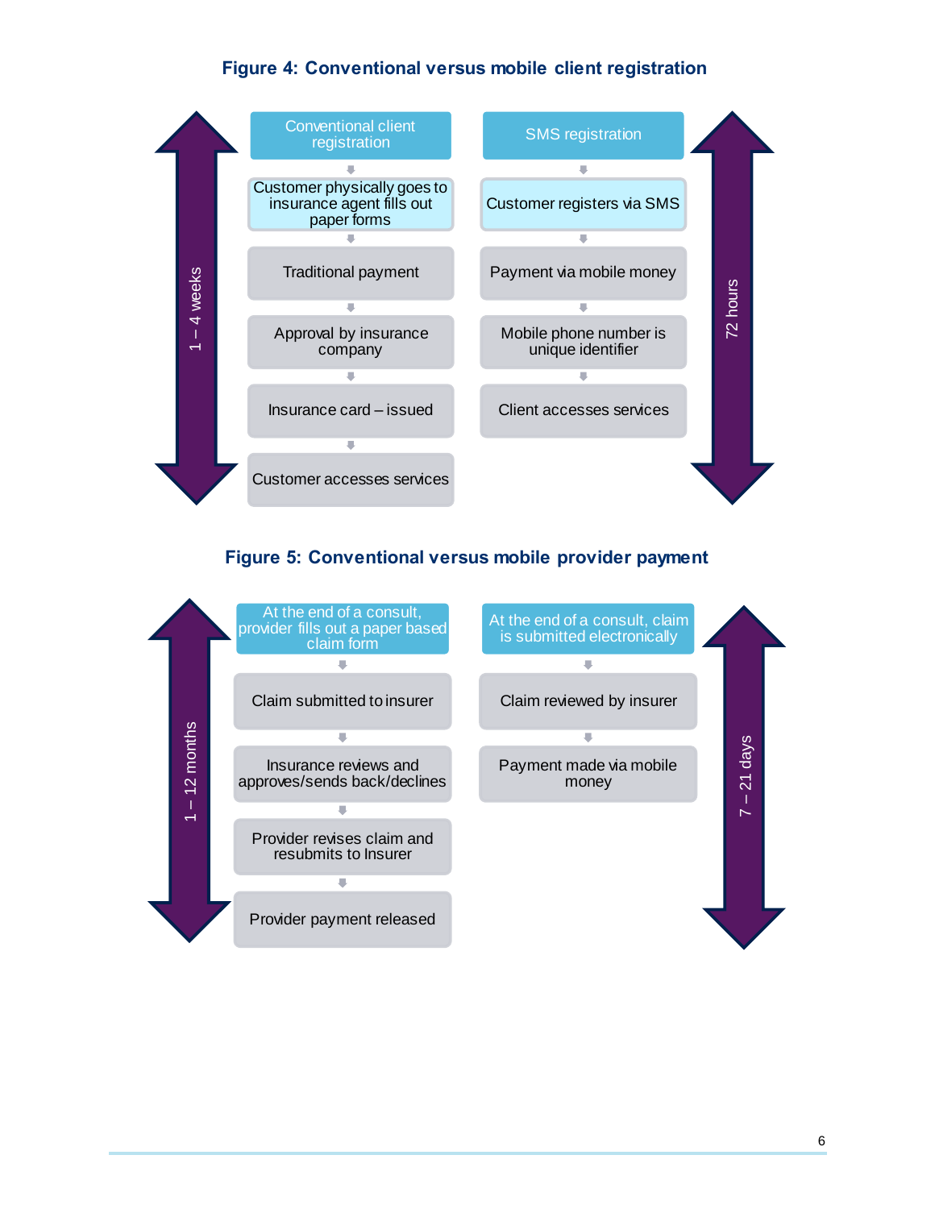**Figure 4: Conventional versus mobile client registration**

| Conventional client registration (1 – 4 weeks) | SMS registration (72 hours) |
| --- | --- |
| Customer physically goes to insurance agent fills out paper forms | Customer registers via SMS |
| Traditional payment | Payment via mobile money |
| Approval by insurance company | Mobile phone number is unique identifier |
| Insurance card – issued | Client accesses services |
| Customer accesses services | |

**Figure 5: Conventional versus mobile provider payment**

| Conventional (1 – 12 months) | Mobile (7 – 21 days) |
| --- | --- |
| At the end of a consult, provider fills out a paper based claim form | At the end of a consult, claim is submitted electronically |
| Claim submitted to insurer | Claim reviewed by insurer |
| Insurance reviews and approves/sends back/declines | Payment made via mobile money |
| Provider revises claim and resubmits to Insurer | |
| Provider payment released | |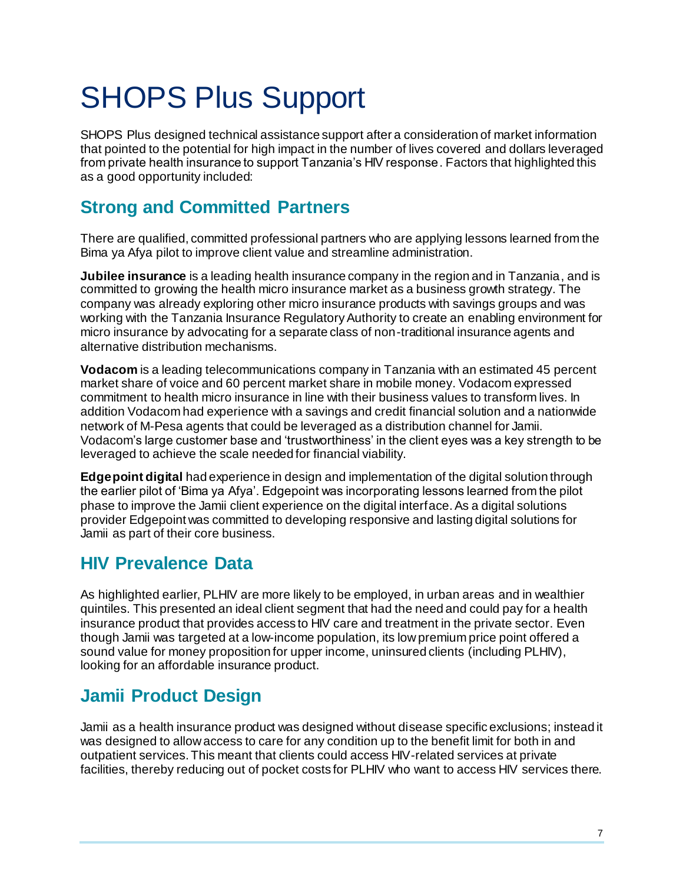# SHOPS Plus Support

SHOPS Plus designed technical assistance support after a consideration of market information that pointed to the potential for high impact in the number of lives covered and dollars leveraged from private health insurance to support Tanzania's HIV response. Factors that highlighted this as a good opportunity included:

## Strong and Committed Partners

There are qualified, committed professional partners who are applying lessons learned from the Bima ya Afya pilot to improve client value and streamline administration.

**Jubilee insurance** is a leading health insurance company in the region and in Tanzania, and is committed to growing the health micro insurance market as a business growth strategy. The company was already exploring other micro insurance products with savings groups and was working with the Tanzania Insurance Regulatory Authority to create an enabling environment for micro insurance by advocating for a separate class of non-traditional insurance agents and alternative distribution mechanisms.

**Vodacom** is a leading telecommunications company in Tanzania with an estimated 45 percent market share of voice and 60 percent market share in mobile money. Vodacom expressed commitment to health micro insurance in line with their business values to transform lives. In addition Vodacom had experience with a savings and credit financial solution and a nationwide network of M-Pesa agents that could be leveraged as a distribution channel for Jamii. Vodacom's large customer base and 'trustworthiness' in the client eyes was a key strength to be leveraged to achieve the scale needed for financial viability.

**Edgepoint digital** had experience in design and implementation of the digital solution through the earlier pilot of 'Bima ya Afya'. Edgepoint was incorporating lessons learned from the pilot phase to improve the Jamii client experience on the digital interface. As a digital solutions provider Edgepoint was committed to developing responsive and lasting digital solutions for Jamii as part of their core business.

## HIV Prevalence Data

As highlighted earlier, PLHIV are more likely to be employed, in urban areas and in wealthier quintiles. This presented an ideal client segment that had the need and could pay for a health insurance product that provides access to HIV care and treatment in the private sector. Even though Jamii was targeted at a low-income population, its low premium price point offered a sound value for money proposition for upper income, uninsured clients (including PLHIV), looking for an affordable insurance product.

## Jamii Product Design

Jamii as a health insurance product was designed without disease specific exclusions; instead it was designed to allow access to care for any condition up to the benefit limit for both in and outpatient services. This meant that clients could access HIV-related services at private facilities, thereby reducing out of pocket costs for PLHIV who want to access HIV services there.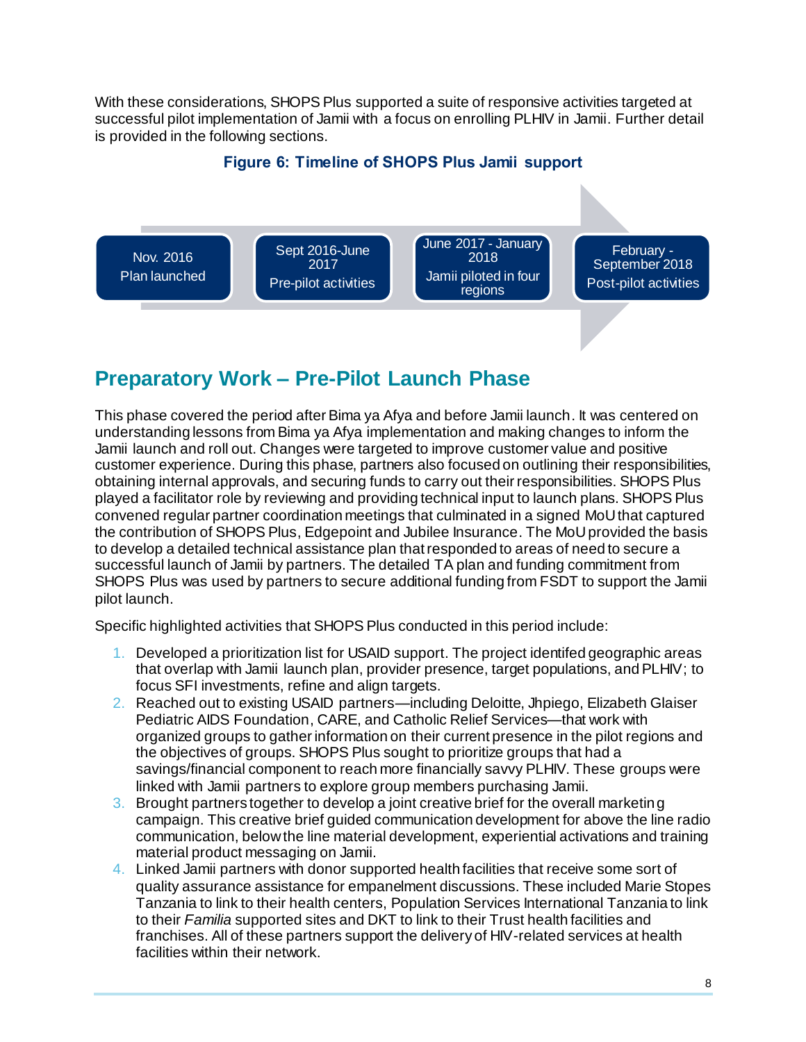With these considerations, SHOPS Plus supported a suite of responsive activities targeted at successful pilot implementation of Jamii with a focus on enrolling PLHIV in Jamii. Further detail is provided in the following sections.

**Figure 6: Timeline of SHOPS Plus Jamii support**

| Nov. 2016 | Sept 2016-June 2017 | June 2017 - January 2018 | February - September 2018 |
|---|---|---|---|
| Plan launched | Pre-pilot activities | Jamii piloted in four regions | Post-pilot activities |

## Preparatory Work – Pre-Pilot Launch Phase

This phase covered the period after Bima ya Afya and before Jamii launch. It was centered on understanding lessons from Bima ya Afya implementation and making changes to inform the Jamii launch and roll out. Changes were targeted to improve customer value and positive customer experience. During this phase, partners also focused on outlining their responsibilities, obtaining internal approvals, and securing funds to carry out their responsibilities. SHOPS Plus played a facilitator role by reviewing and providing technical input to launch plans. SHOPS Plus convened regular partner coordination meetings that culminated in a signed MoU that captured the contribution of SHOPS Plus, Edgepoint and Jubilee Insurance. The MoU provided the basis to develop a detailed technical assistance plan that responded to areas of need to secure a successful launch of Jamii by partners. The detailed TA plan and funding commitment from SHOPS Plus was used by partners to secure additional funding from FSDT to support the Jamii pilot launch.

Specific highlighted activities that SHOPS Plus conducted in this period include:

1. Developed a prioritization list for USAID support. The project identifed geographic areas that overlap with Jamii launch plan, provider presence, target populations, and PLHIV; to focus SFI investments, refine and align targets.
2. Reached out to existing USAID partners—including Deloitte, Jhpiego, Elizabeth Glaiser Pediatric AIDS Foundation, CARE, and Catholic Relief Services—that work with organized groups to gather information on their current presence in the pilot regions and the objectives of groups. SHOPS Plus sought to prioritize groups that had a savings/financial component to reach more financially savvy PLHIV. These groups were linked with Jamii partners to explore group members purchasing Jamii.
3. Brought partners together to develop a joint creative brief for the overall marketing campaign. This creative brief guided communication development for above the line radio communication, below the line material development, experiential activations and training material product messaging on Jamii.
4. Linked Jamii partners with donor supported health facilities that receive some sort of quality assurance assistance for empanelment discussions. These included Marie Stopes Tanzania to link to their health centers, Population Services International Tanzania to link to their *Familia* supported sites and DKT to link to their Trust health facilities and franchises. All of these partners support the delivery of HIV-related services at health facilities within their network.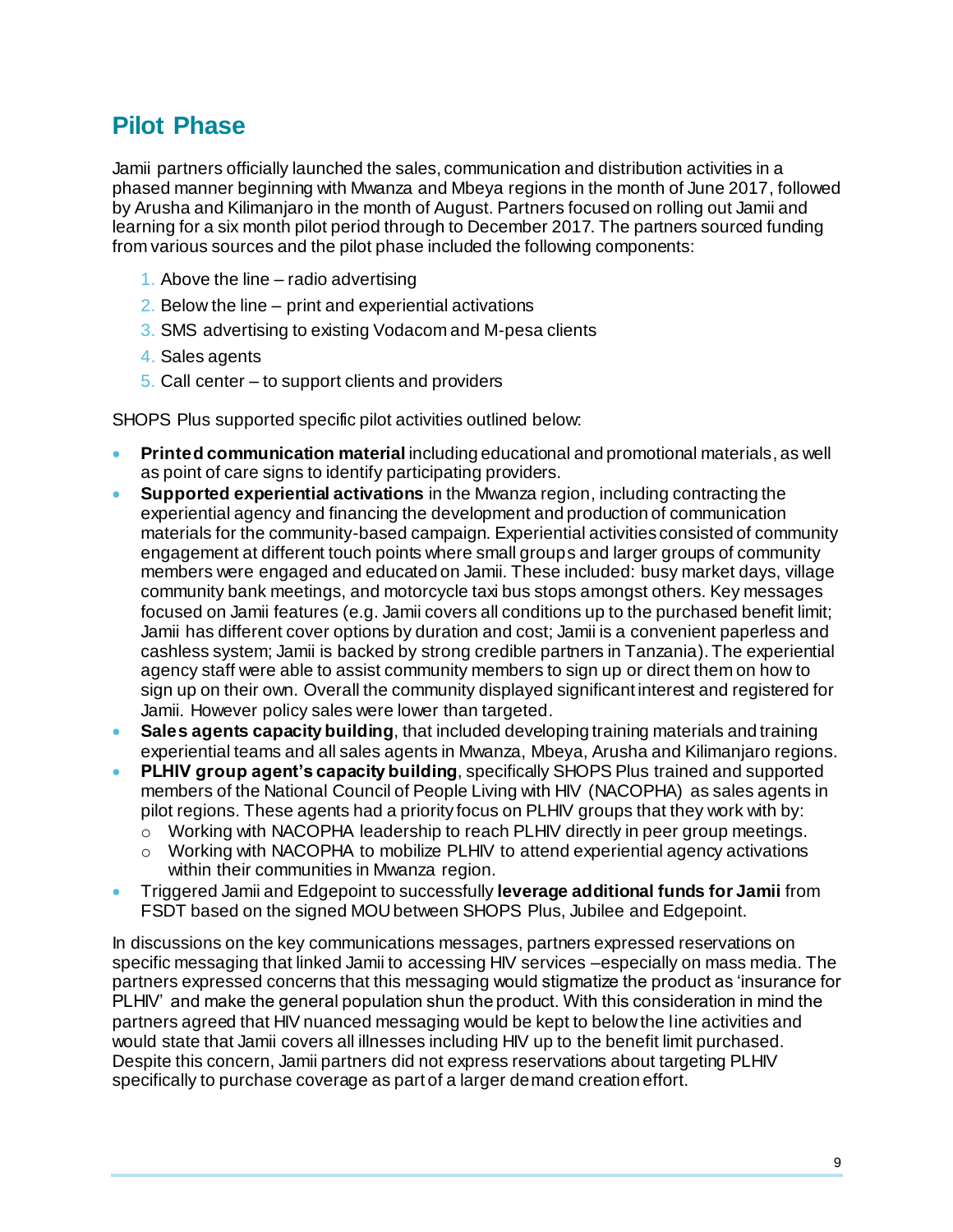## Pilot Phase

Jamii partners officially launched the sales, communication and distribution activities in a phased manner beginning with Mwanza and Mbeya regions in the month of June 2017, followed by Arusha and Kilimanjaro in the month of August. Partners focused on rolling out Jamii and learning for a six month pilot period through to December 2017. The partners sourced funding from various sources and the pilot phase included the following components:

1. Above the line – radio advertising
2. Below the line – print and experiential activations
3. SMS advertising to existing Vodacom and M-pesa clients
4. Sales agents
5. Call center – to support clients and providers

SHOPS Plus supported specific pilot activities outlined below:

- **Printed communication material** including educational and promotional materials, as well as point of care signs to identify participating providers.
- **Supported experiential activations** in the Mwanza region, including contracting the experiential agency and financing the development and production of communication materials for the community-based campaign. Experiential activities consisted of community engagement at different touch points where small groups and larger groups of community members were engaged and educated on Jamii. These included: busy market days, village community bank meetings, and motorcycle taxi bus stops amongst others. Key messages focused on Jamii features (e.g. Jamii covers all conditions up to the purchased benefit limit; Jamii has different cover options by duration and cost; Jamii is a convenient paperless and cashless system; Jamii is backed by strong credible partners in Tanzania). The experiential agency staff were able to assist community members to sign up or direct them on how to sign up on their own. Overall the community displayed significant interest and registered for Jamii. However policy sales were lower than targeted.
- **Sales agents capacity building**, that included developing training materials and training experiential teams and all sales agents in Mwanza, Mbeya, Arusha and Kilimanjaro regions.
- **PLHIV group agent's capacity building**, specifically SHOPS Plus trained and supported members of the National Council of People Living with HIV (NACOPHA) as sales agents in pilot regions. These agents had a priority focus on PLHIV groups that they work with by:
  - Working with NACOPHA leadership to reach PLHIV directly in peer group meetings.
  - Working with NACOPHA to mobilize PLHIV to attend experiential agency activations within their communities in Mwanza region.
- Triggered Jamii and Edgepoint to successfully **leverage additional funds for Jamii** from FSDT based on the signed MOU between SHOPS Plus, Jubilee and Edgepoint.

In discussions on the key communications messages, partners expressed reservations on specific messaging that linked Jamii to accessing HIV services –especially on mass media. The partners expressed concerns that this messaging would stigmatize the product as 'insurance for PLHIV' and make the general population shun the product. With this consideration in mind the partners agreed that HIV nuanced messaging would be kept to below the line activities and would state that Jamii covers all illnesses including HIV up to the benefit limit purchased. Despite this concern, Jamii partners did not express reservations about targeting PLHIV specifically to purchase coverage as part of a larger demand creation effort.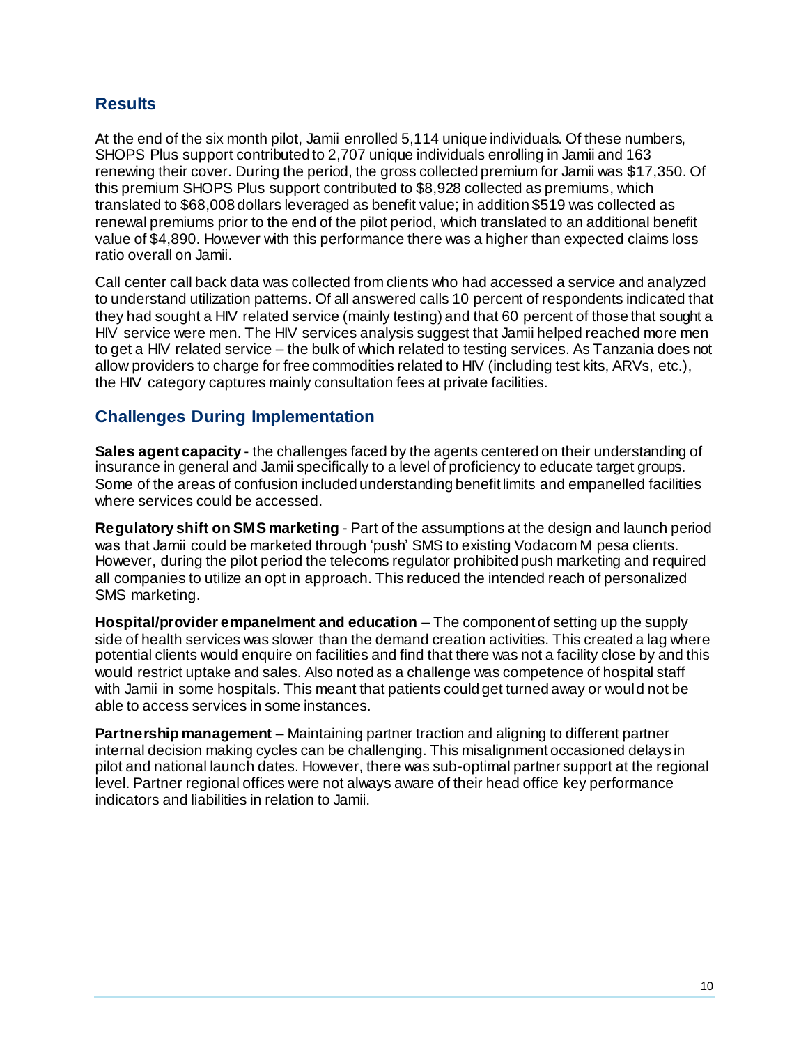## Results

At the end of the six month pilot, Jamii enrolled 5,114 unique individuals. Of these numbers, SHOPS Plus support contributed to 2,707 unique individuals enrolling in Jamii and 163 renewing their cover. During the period, the gross collected premium for Jamii was $17,350. Of this premium SHOPS Plus support contributed to $8,928 collected as premiums, which translated to $68,008 dollars leveraged as benefit value; in addition $519 was collected as renewal premiums prior to the end of the pilot period, which translated to an additional benefit value of $4,890. However with this performance there was a higher than expected claims loss ratio overall on Jamii.

Call center call back data was collected from clients who had accessed a service and analyzed to understand utilization patterns. Of all answered calls 10 percent of respondents indicated that they had sought a HIV related service (mainly testing) and that 60 percent of those that sought a HIV service were men. The HIV services analysis suggest that Jamii helped reached more men to get a HIV related service – the bulk of which related to testing services. As Tanzania does not allow providers to charge for free commodities related to HIV (including test kits, ARVs, etc.), the HIV category captures mainly consultation fees at private facilities.

## Challenges During Implementation

**Sales agent capacity** - the challenges faced by the agents centered on their understanding of insurance in general and Jamii specifically to a level of proficiency to educate target groups. Some of the areas of confusion included understanding benefit limits and empanelled facilities where services could be accessed.

**Regulatory shift on SMS marketing** - Part of the assumptions at the design and launch period was that Jamii could be marketed through 'push' SMS to existing Vodacom M pesa clients. However, during the pilot period the telecoms regulator prohibited push marketing and required all companies to utilize an opt in approach. This reduced the intended reach of personalized SMS marketing.

**Hospital/provider empanelment and education** – The component of setting up the supply side of health services was slower than the demand creation activities. This created a lag where potential clients would enquire on facilities and find that there was not a facility close by and this would restrict uptake and sales. Also noted as a challenge was competence of hospital staff with Jamii in some hospitals. This meant that patients could get turned away or would not be able to access services in some instances.

**Partnership management** – Maintaining partner traction and aligning to different partner internal decision making cycles can be challenging. This misalignment occasioned delays in pilot and national launch dates. However, there was sub-optimal partner support at the regional level. Partner regional offices were not always aware of their head office key performance indicators and liabilities in relation to Jamii.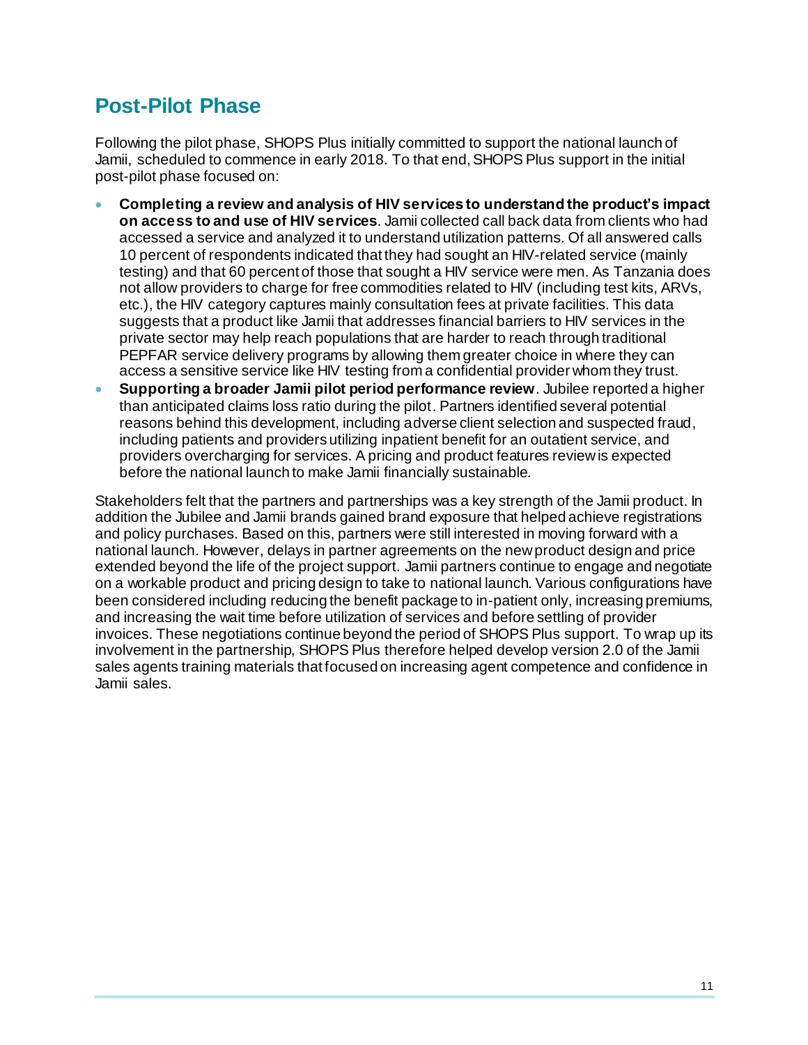## Post-Pilot Phase

Following the pilot phase, SHOPS Plus initially committed to support the national launch of Jamii, scheduled to commence in early 2018. To that end, SHOPS Plus support in the initial post-pilot phase focused on:

- **Completing a review and analysis of HIV services to understand the product's impact on access to and use of HIV services**. Jamii collected call back data from clients who had accessed a service and analyzed it to understand utilization patterns. Of all answered calls 10 percent of respondents indicated that they had sought an HIV-related service (mainly testing) and that 60 percent of those that sought a HIV service were men. As Tanzania does not allow providers to charge for free commodities related to HIV (including test kits, ARVs, etc.), the HIV category captures mainly consultation fees at private facilities. This data suggests that a product like Jamii that addresses financial barriers to HIV services in the private sector may help reach populations that are harder to reach through traditional PEPFAR service delivery programs by allowing them greater choice in where they can access a sensitive service like HIV testing from a confidential provider whom they trust.
- **Supporting a broader Jamii pilot period performance review**. Jubilee reported a higher than anticipated claims loss ratio during the pilot. Partners identified several potential reasons behind this development, including adverse client selection and suspected fraud, including patients and providers utilizing inpatient benefit for an outatient service, and providers overcharging for services. A pricing and product features review is expected before the national launch to make Jamii financially sustainable.

Stakeholders felt that the partners and partnerships was a key strength of the Jamii product. In addition the Jubilee and Jamii brands gained brand exposure that helped achieve registrations and policy purchases. Based on this, partners were still interested in moving forward with a national launch. However, delays in partner agreements on the new product design and price extended beyond the life of the project support. Jamii partners continue to engage and negotiate on a workable product and pricing design to take to national launch. Various configurations have been considered including reducing the benefit package to in-patient only, increasing premiums, and increasing the wait time before utilization of services and before settling of provider invoices. These negotiations continue beyond the period of SHOPS Plus support. To wrap up its involvement in the partnership, SHOPS Plus therefore helped develop version 2.0 of the Jamii sales agents training materials that focused on increasing agent competence and confidence in Jamii sales.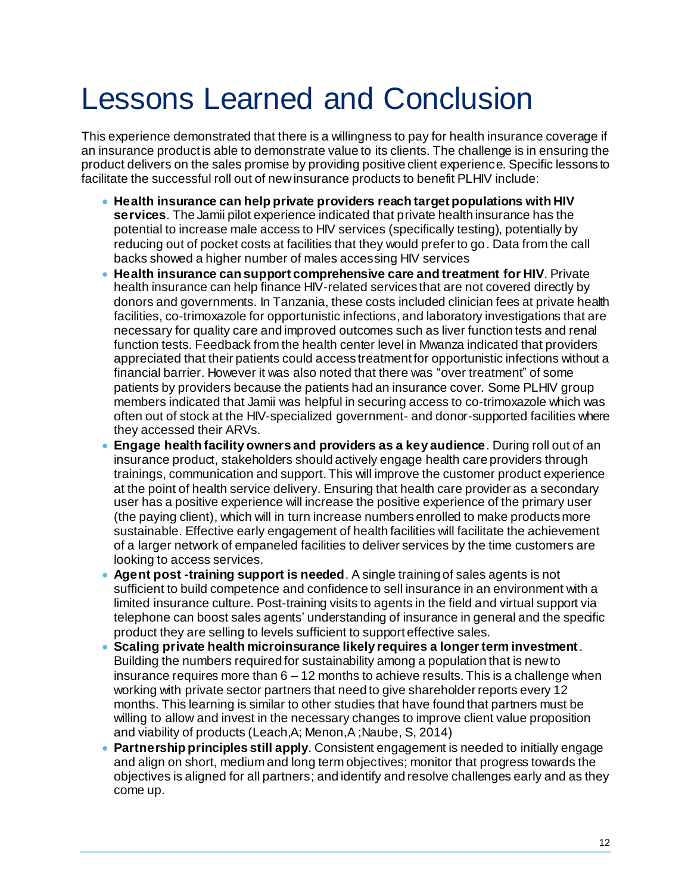# Lessons Learned and Conclusion

This experience demonstrated that there is a willingness to pay for health insurance coverage if an insurance product is able to demonstrate value to its clients. The challenge is in ensuring the product delivers on the sales promise by providing positive client experience. Specific lessons to facilitate the successful roll out of new insurance products to benefit PLHIV include:

- **Health insurance can help private providers reach target populations with HIV services**. The Jamii pilot experience indicated that private health insurance has the potential to increase male access to HIV services (specifically testing), potentially by reducing out of pocket costs at facilities that they would prefer to go. Data from the call backs showed a higher number of males accessing HIV services
- **Health insurance can support comprehensive care and treatment for HIV**. Private health insurance can help finance HIV-related services that are not covered directly by donors and governments. In Tanzania, these costs included clinician fees at private health facilities, co-trimoxazole for opportunistic infections, and laboratory investigations that are necessary for quality care and improved outcomes such as liver function tests and renal function tests. Feedback from the health center level in Mwanza indicated that providers appreciated that their patients could access treatment for opportunistic infections without a financial barrier. However it was also noted that there was "over treatment" of some patients by providers because the patients had an insurance cover. Some PLHIV group members indicated that Jamii was helpful in securing access to co-trimoxazole which was often out of stock at the HIV-specialized government- and donor-supported facilities where they accessed their ARVs.
- **Engage health facility owners and providers as a key audience**. During roll out of an insurance product, stakeholders should actively engage health care providers through trainings, communication and support. This will improve the customer product experience at the point of health service delivery. Ensuring that health care provider as a secondary user has a positive experience will increase the positive experience of the primary user (the paying client), which will in turn increase numbers enrolled to make products more sustainable. Effective early engagement of health facilities will facilitate the achievement of a larger network of empaneled facilities to deliver services by the time customers are looking to access services.
- **Agent post -training support is needed**. A single training of sales agents is not sufficient to build competence and confidence to sell insurance in an environment with a limited insurance culture. Post-training visits to agents in the field and virtual support via telephone can boost sales agents' understanding of insurance in general and the specific product they are selling to levels sufficient to support effective sales.
- **Scaling private health microinsurance likely requires a longer term investment**. Building the numbers required for sustainability among a population that is new to insurance requires more than 6 – 12 months to achieve results. This is a challenge when working with private sector partners that need to give shareholder reports every 12 months. This learning is similar to other studies that have found that partners must be willing to allow and invest in the necessary changes to improve client value proposition and viability of products (Leach,A; Menon,A ;Naube, S, 2014)
- **Partnership principles still apply**. Consistent engagement is needed to initially engage and align on short, medium and long term objectives; monitor that progress towards the objectives is aligned for all partners; and identify and resolve challenges early and as they come up.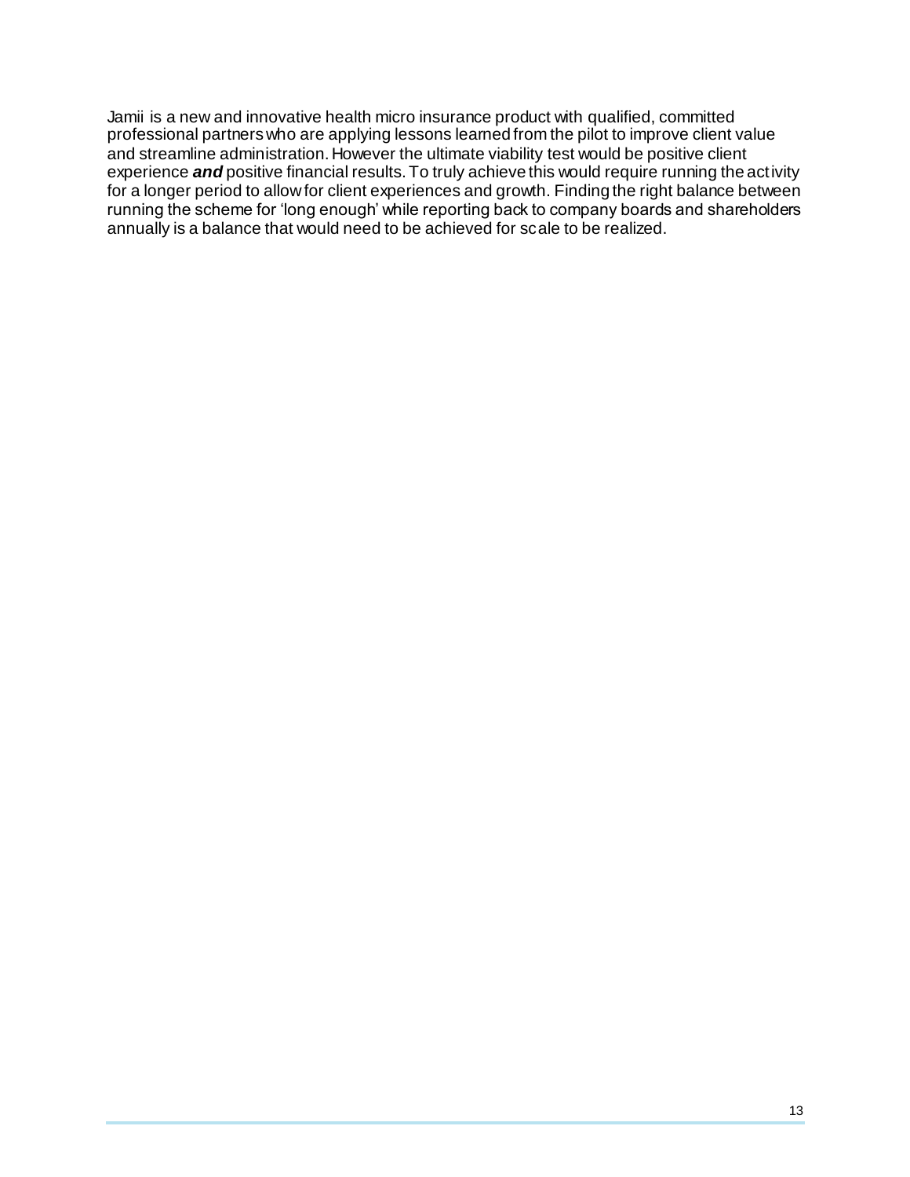Jamii is a new and innovative health micro insurance product with qualified, committed professional partners who are applying lessons learned from the pilot to improve client value and streamline administration. However the ultimate viability test would be positive client experience ***and*** positive financial results. To truly achieve this would require running the activity for a longer period to allow for client experiences and growth. Finding the right balance between running the scheme for 'long enough' while reporting back to company boards and shareholders annually is a balance that would need to be achieved for scale to be realized.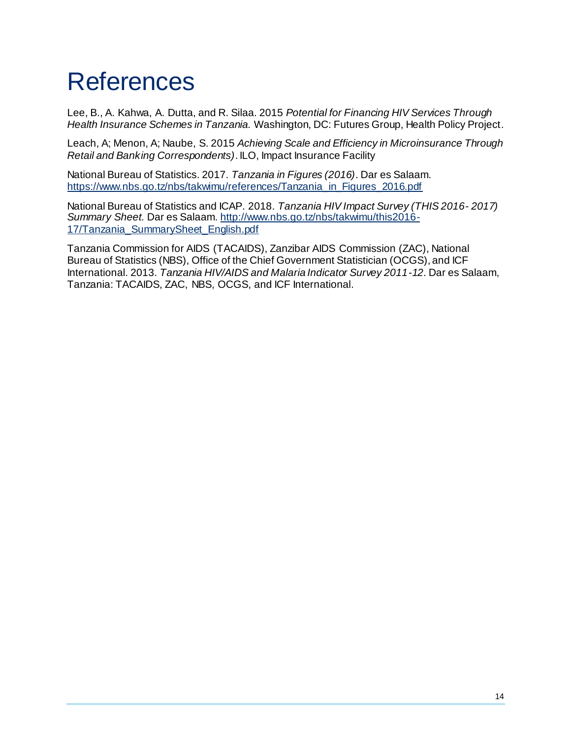# References

Lee, B., A. Kahwa, A. Dutta, and R. Silaa. 2015 *Potential for Financing HIV Services Through Health Insurance Schemes in Tanzania.* Washington, DC: Futures Group, Health Policy Project.

Leach, A; Menon, A; Naube, S. 2015 *Achieving Scale and Efficiency in Microinsurance Through Retail and Banking Correspondents)*. ILO, Impact Insurance Facility

National Bureau of Statistics. 2017. *Tanzania in Figures (2016)*. Dar es Salaam. https://www.nbs.go.tz/nbs/takwimu/references/Tanzania_in_Figures_2016.pdf

National Bureau of Statistics and ICAP. 2018. *Tanzania HIV Impact Survey (THIS 2016- 2017) Summary Sheet.* Dar es Salaam. http://www.nbs.go.tz/nbs/takwimu/this2016-17/Tanzania_SummarySheet_English.pdf

Tanzania Commission for AIDS (TACAIDS), Zanzibar AIDS Commission (ZAC), National Bureau of Statistics (NBS), Office of the Chief Government Statistician (OCGS), and ICF International. 2013. *Tanzania HIV/AIDS and Malaria Indicator Survey 2011-12*. Dar es Salaam, Tanzania: TACAIDS, ZAC, NBS, OCGS, and ICF International.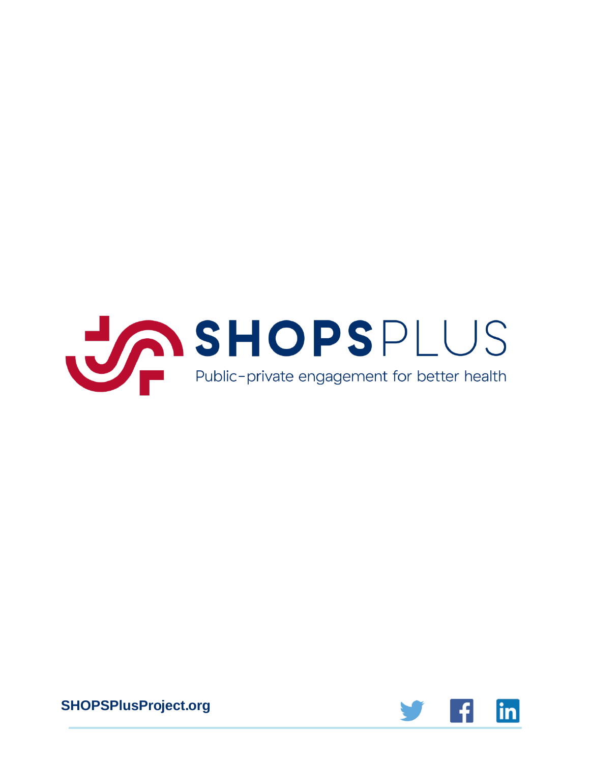SHOPSPLUS

Public-private engagement for better health

**SHOPSPlusProject.org**